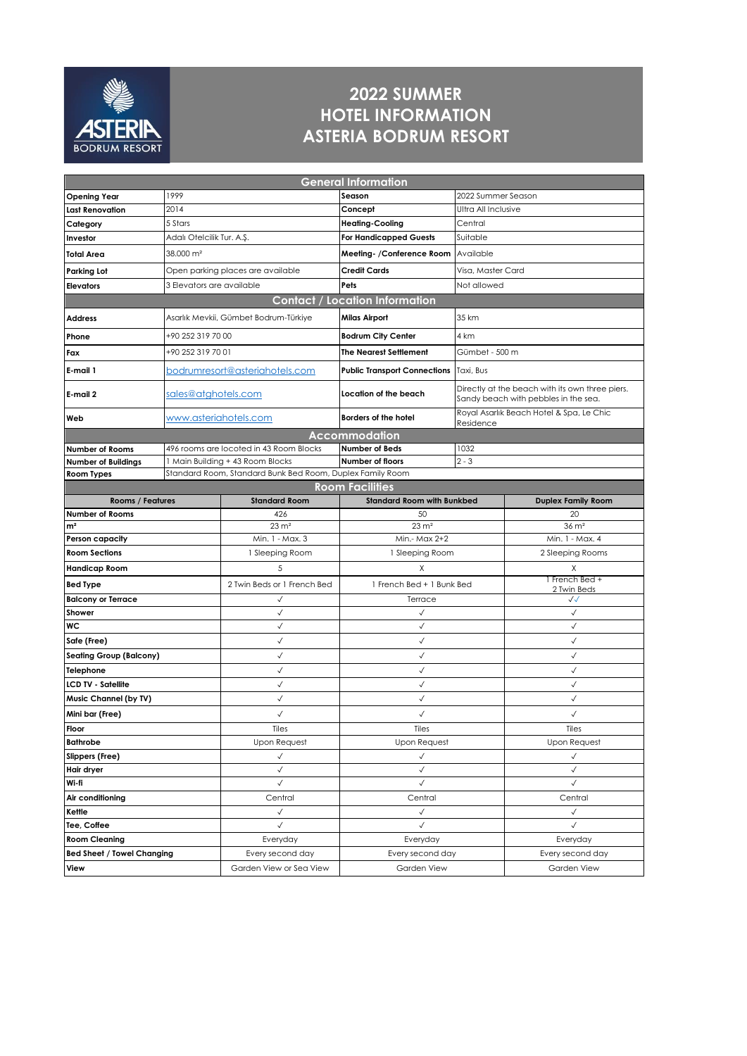# 2022 SUMMER HOTEL INFORMATION ASTERIA BODRUM RESORT

## General Information

| | | | |
|---|---|---|---|
| **Opening Year** | 1999 | **Season** | 2022 Summer Season |
| **Last Renovation** | 2014 | **Concept** | Ultra All Inclusive |
| **Category** | 5 Stars | **Heating-Cooling** | Central |
| **Investor** | Adalı Otelcilik Tur. A.Ş. | **For Handicapped Guests** | Suitable |
| **Total Area** | 38.000 m² | **Meeting- /Conference Room** | Available |
| **Parking Lot** | Open parking places are available | **Credit Cards** | Visa, Master Card |
| **Elevators** | 3 Elevators are available | **Pets** | Not allowed |

## Contact / Location Information

| | | | |
|---|---|---|---|
| **Address** | Asarlık Mevkii, Gümbet Bodrum-Türkiye | **Milas Airport** | 35 km |
| **Phone** | +90 252 319 70 00 | **Bodrum City Center** | 4 km |
| **Fax** | +90 252 319 70 01 | **The Nearest Settlement** | Gümbet - 500 m |
| **E-mail 1** | bodrumresort@asteriahotels.com | **Public Transport Connections** | Taxi, Bus |
| **E-mail 2** | sales@atghotels.com | **Location of the beach** | Directly at the beach with its own three piers. Sandy beach with pebbles in the sea. |
| **Web** | www.asteriahotels.com | **Borders of the hotel** | Royal Asarlık Beach Hotel & Spa, Le Chic Residence |

## Accommodation

| | | | |
|---|---|---|---|
| **Number of Rooms** | 496 rooms are located in 43 Room Blocks | **Number of Beds** | 1032 |
| **Number of Buildings** | 1 Main Building + 43 Room Blocks | **Number of floors** | 2 - 3 |
| **Room Types** | Standard Room, Standard Bunk Bed Room, Duplex Family Room | | |

## Room Facilities

| Rooms / Features | Standard Room | Standard Room with Bunkbed | Duplex Family Room |
|---|---|---|---|
| **Number of Rooms** | 426 | 50 | 20 |
| **m²** | 23 m² | 23 m² | 36 m² |
| **Person capacity** | Min. 1 - Max. 3 | Min.- Max 2+2 | Min. 1 - Max. 4 |
| **Room Sections** | 1 Sleeping Room | 1 Sleeping Room | 2 Sleeping Rooms |
| **Handicap Room** | 5 | X | X |
| **Bed Type** | 2 Twin Beds or 1 French Bed | 1 French Bed + 1 Bunk Bed | 1 French Bed + 2 Twin Beds |
| **Balcony or Terrace** | ✓ | Terrace | ✓✓ |
| **Shower** | ✓ | ✓ | ✓ |
| **WC** | ✓ | ✓ | ✓ |
| **Safe (Free)** | ✓ | ✓ | ✓ |
| **Seating Group (Balcony)** | ✓ | ✓ | ✓ |
| **Telephone** | ✓ | ✓ | ✓ |
| **LCD TV - Satellite** | ✓ | ✓ | ✓ |
| **Music Channel (by TV)** | ✓ | ✓ | ✓ |
| **Mini bar (Free)** | ✓ | ✓ | ✓ |
| **Floor** | Tiles | Tiles | Tiles |
| **Bathrobe** | Upon Request | Upon Request | Upon Request |
| **Slippers (Free)** | ✓ | ✓ | ✓ |
| **Hair dryer** | ✓ | ✓ | ✓ |
| **Wi-fi** | ✓ | ✓ | ✓ |
| **Air conditioning** | Central | Central | Central |
| **Kettle** | ✓ | ✓ | ✓ |
| **Tee, Coffee** | ✓ | ✓ | ✓ |
| **Room Cleaning** | Everyday | Everyday | Everyday |
| **Bed Sheet / Towel Changing** | Every second day | Every second day | Every second day |
| **View** | Garden View or Sea View | Garden View | Garden View |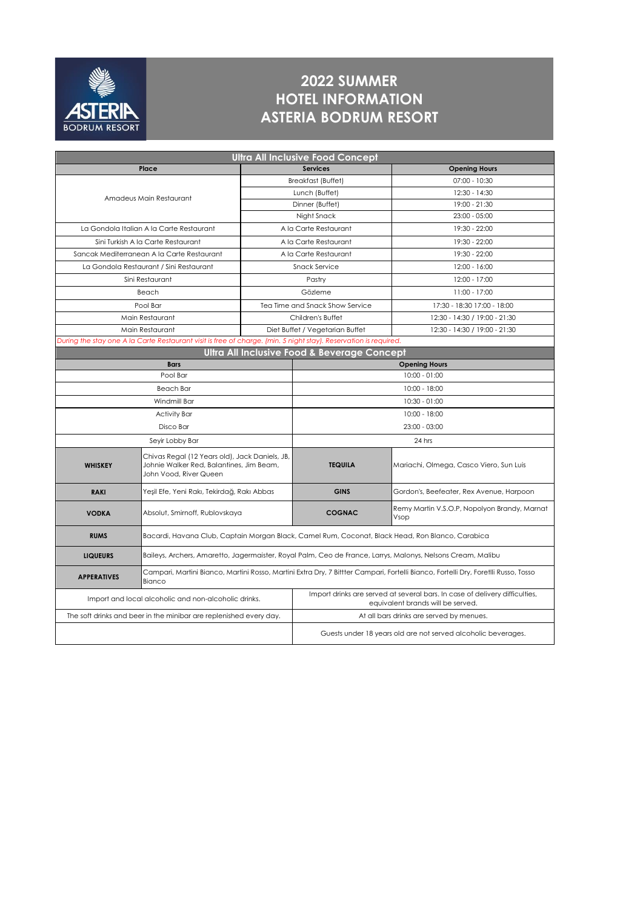# 2022 SUMMER
# HOTEL INFORMATION
# ASTERIA BODRUM RESORT

## Ultra All Inclusive Food Concept

| Place | Services | Opening Hours |
|---|---|---|
| Amadeus Main Restaurant | Breakfast (Buffet) | 07:00 - 10:30 |
| | Lunch (Buffet) | 12:30 - 14:30 |
| | Dinner (Buffet) | 19:00 - 21:30 |
| | Night Snack | 23:00 - 05:00 |
| La Gondola Italian A la Carte Restaurant | A la Carte Restaurant | 19:30 - 22:00 |
| Sini Turkish A la Carte Restaurant | A la Carte Restaurant | 19:30 - 22:00 |
| Sancak Mediterranean A la Carte Restaurant | A la Carte Restaurant | 19:30 - 22:00 |
| La Gondola Restaurant / Sini Restaurant | Snack Service | 12:00 - 16:00 |
| Sini Restaurant | Pastry | 12:00 - 17:00 |
| Beach | Gözleme | 11:00 - 17:00 |
| Pool Bar | Tea Time and Snack Show Service | 17:30 - 18:30 17:00 - 18:00 |
| Main Restaurant | Children's Buffet | 12:30 - 14:30 / 19:00 - 21:30 |
| Main Restaurant | Diet Buffet / Vegetarian Buffet | 12:30 - 14:30 / 19:00 - 21:30 |

*During the stay one A la Carte Restaurant visit is free of charge. (min. 5 night stay). Reservation is required.*

## Ultra All Inclusive Food & Beverage Concept

| Bars | Opening Hours |
|---|---|
| Pool Bar | 10:00 - 01:00 |
| Beach Bar | 10:00 - 18:00 |
| Windmill Bar | 10:30 - 01:00 |
| Activity Bar | 10:00 - 18:00 |
| Disco Bar | 23:00 - 03:00 |
| Seyir Lobby Bar | 24 hrs |

| | | | |
|---|---|---|---|
| **WHISKEY** | Chivas Regal (12 Years old), Jack Daniels, JB, Johnie Walker Red, Balantines, Jim Beam, John Vood, River Queen | **TEQUILA** | Mariachi, Olmega, Casco Viero, Sun Luis |
| **RAKI** | Yeşil Efe, Yeni Rakı, Tekirdağ, Rakı Abbas | **GINS** | Gordon's, Beefeater, Rex Avenue, Harpoon |
| **VODKA** | Absolut, Smirnoff, Rublovskaya | **COGNAC** | Remy Martin V.S.O.P, Nopolyon Brandy, Marnat Vsop |
| **RUMS** | Bacardi, Havana Club, Captain Morgan Black, Camel Rum, Coconat, Black Head, Ron Blanco, Carabica | | |
| **LIQUEURS** | Baileys, Archers, Amaretto, Jagermaister, Royal Palm, Ceo de France, Larrys, Malonys, Nelsons Cream, Malibu | | |
| **APPERATIVES** | Campari, Martini Bianco, Martini Rosso, Martini Extra Dry, 7 Bittter Campari, Fortelli Bianco, Fortelli Dry, Foretlli Russo, Tosso Bianco | | |

| | |
|---|---|
| Import and local alcoholic and non-alcoholic drinks. | Import drinks are served at several bars. In case of delivery difficulties, equivalent brands will be served. |
| The soft drinks and beer in the minibar are replenished every day. | At all bars drinks are served by menues. |
| | Guests under 18 years old are not served alcoholic beverages. |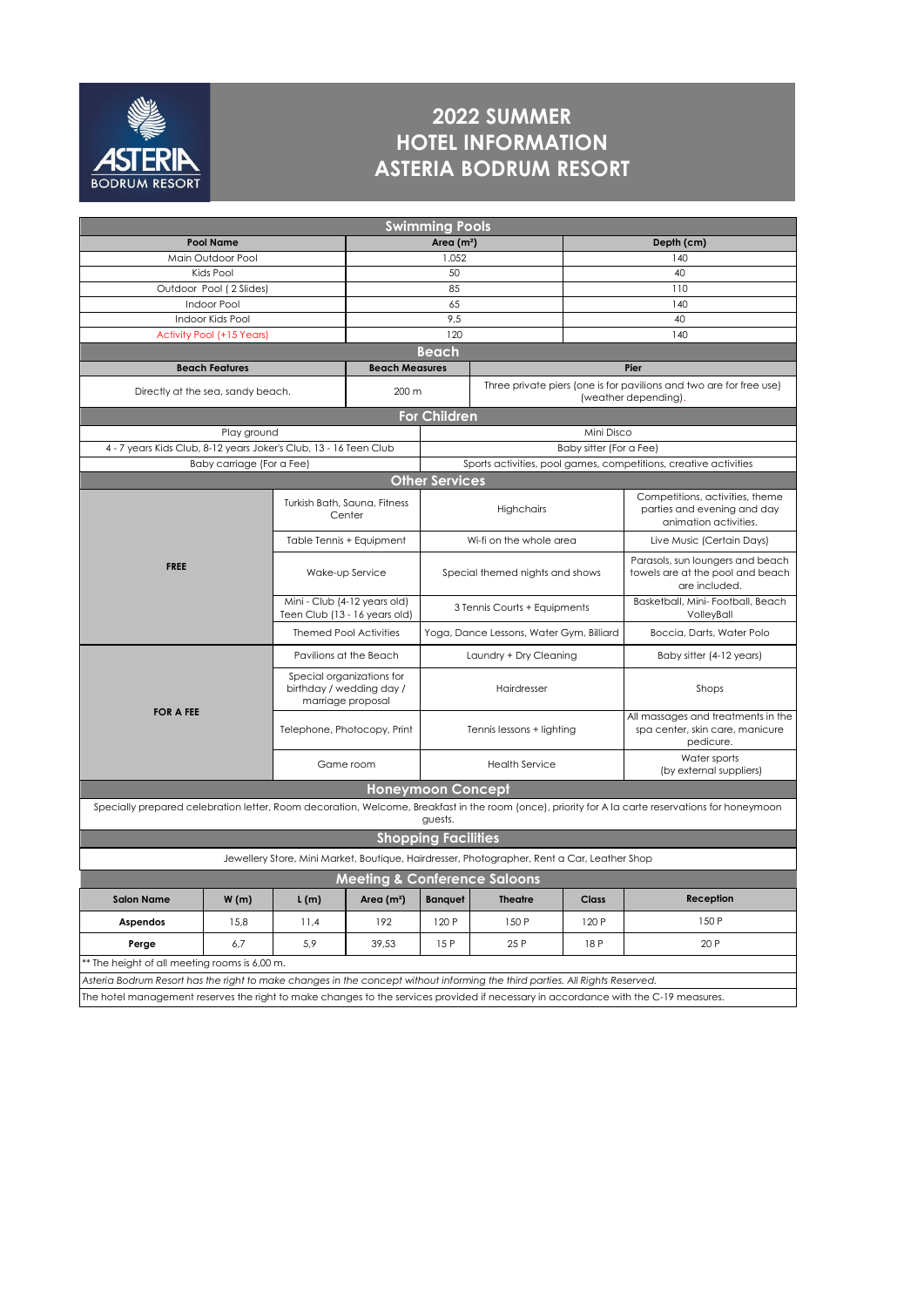# 2022 SUMMER HOTEL INFORMATION ASTERIA BODRUM RESORT

## Swimming Pools

| Pool Name | Area (m²) | Depth (cm) |
|---|---|---|
| Main Outdoor Pool | 1.052 | 140 |
| Kids Pool | 50 | 40 |
| Outdoor Pool ( 2 Slides) | 85 | 110 |
| Indoor Pool | 65 | 140 |
| Indoor Kids Pool | 9,5 | 40 |
| Activity Pool (+15 Years) | 120 | 140 |

## Beach

| Beach Features | Beach Measures | Pier |
|---|---|---|
| Directly at the sea, sandy beach. | 200 m | Three private piers (one is for pavilions and two are for free use) (weather depending). |

## For Children

| | |
|---|---|
| Play ground | Mini Disco |
| 4 - 7 years Kids Club, 8-12 years Joker's Club, 13 - 16 Teen Club | Baby sitter (For a Fee) |
| Baby carriage (For a Fee) | Sports activities, pool games, competitions, creative activities |

## Other Services

| | | | |
|---|---|---|---|
| FREE | Turkish Bath, Sauna, Fitness Center | Highchairs | Competitions, activities, theme parties and evening and day animation activities. |
| | Table Tennis + Equipment | Wi-fi on the whole area | Live Music (Certain Days) |
| | Wake-up Service | Special themed nights and shows | Parasols, sun loungers and beach towels are at the pool and beach are included. |
| | Mini - Club (4-12 years old) Teen Club (13 - 16 years old) | 3 Tennis Courts + Equipments | Basketball, Mini- Football, Beach VolleyBall |
| | Themed Pool Activities | Yoga, Dance Lessons, Water Gym, Billiard | Boccia, Darts, Water Polo |
| FOR A FEE | Pavilions at the Beach | Laundry + Dry Cleaning | Baby sitter (4-12 years) |
| | Special organizations for birthday / wedding day / marriage proposal | Hairdresser | Shops |
| | Telephone, Photocopy, Print | Tennis lessons + lighting | All massages and treatments in the spa center, skin care, manicure pedicure. |
| | Game room | Health Service | Water sports (by external suppliers) |

## Honeymoon Concept

Specially prepared celebration letter, Room decoration, Welcome, Breakfast in the room (once), priority for A la carte reservations for honeymoon guests.

## Shopping Facilities

Jewellery Store, Mini Market, Boutique, Hairdresser, Photographer, Rent a Car, Leather Shop

## Meeting & Conference Saloons

| Salon Name | W (m) | L (m) | Area (m²) | Banquet | Theatre | Class | Reception |
|---|---|---|---|---|---|---|---|
| Aspendos | 15,8 | 11,4 | 192 | 120 P | 150 P | 120 P | 150 P |
| Perge | 6,7 | 5,9 | 39,53 | 15 P | 25 P | 18 P | 20 P |

** The height of all meeting rooms is 6,00 m.

*Asteria Bodrum Resort has the right to make changes in the concept without informing the third parties. All Rights Reserved.*

The hotel management reserves the right to make changes to the services provided if necessary in accordance with the C-19 measures.